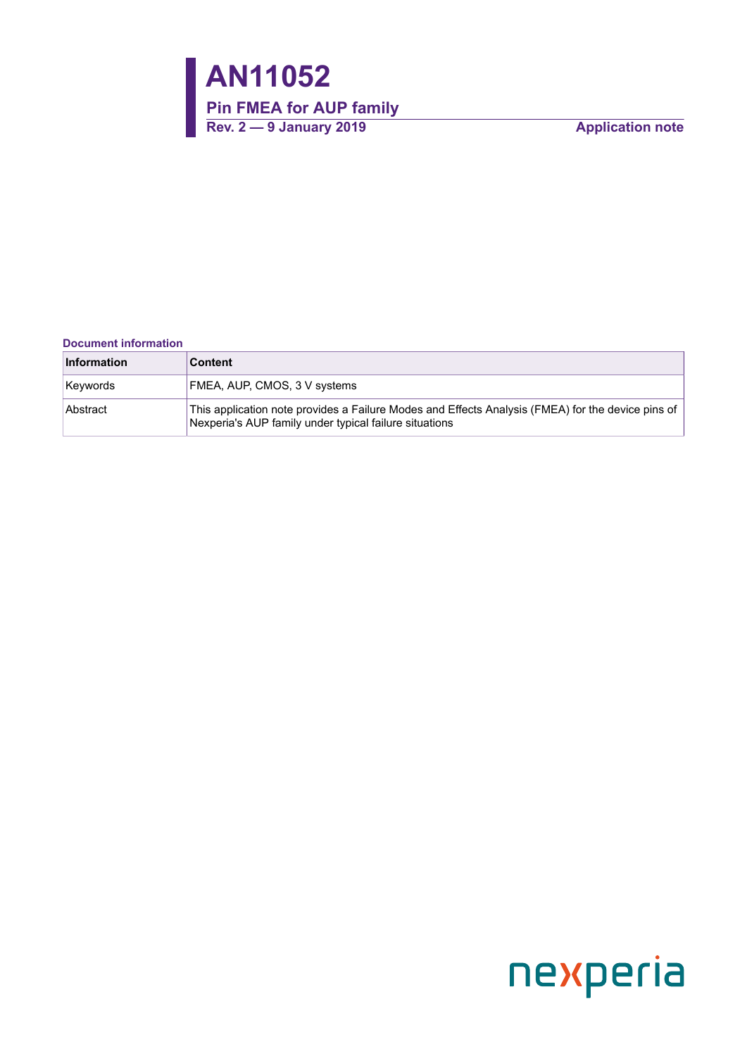# AN11052

## Pin FMEA for AUP family

**Rev. 2 — 9 January 2019** **Application note**

**Document information**

| Information | Content |
|---|---|
| Keywords | FMEA, AUP, CMOS, 3 V systems |
| Abstract | This application note provides a Failure Modes and Effects Analysis (FMEA) for the device pins of Nexperia's AUP family under typical failure situations |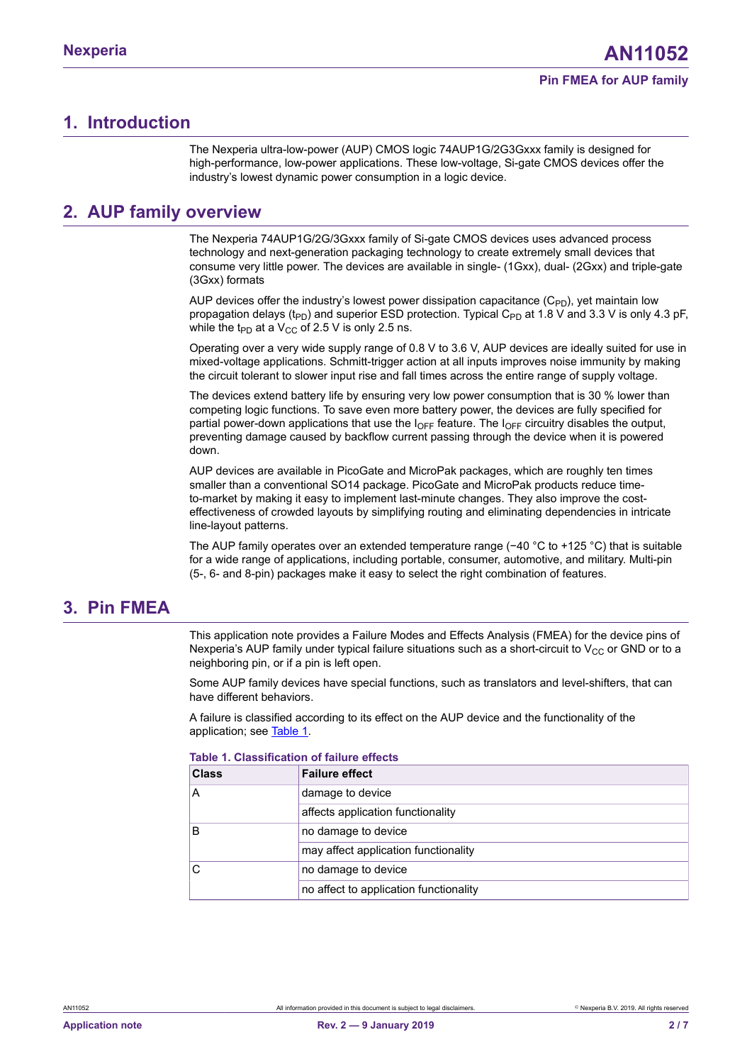## 1. Introduction

The Nexperia ultra-low-power (AUP) CMOS logic 74AUP1G/2G3Gxxx family is designed for high-performance, low-power applications. These low-voltage, Si-gate CMOS devices offer the industry's lowest dynamic power consumption in a logic device.

## 2. AUP family overview

The Nexperia 74AUP1G/2G/3Gxxx family of Si-gate CMOS devices uses advanced process technology and next-generation packaging technology to create extremely small devices that consume very little power. The devices are available in single- (1Gxx), dual- (2Gxx) and triple-gate (3Gxx) formats

AUP devices offer the industry's lowest power dissipation capacitance ($C_{PD}$), yet maintain low propagation delays ($t_{PD}$) and superior ESD protection. Typical $C_{PD}$ at 1.8 V and 3.3 V is only 4.3 pF, while the $t_{PD}$ at a $V_{CC}$ of 2.5 V is only 2.5 ns.

Operating over a very wide supply range of 0.8 V to 3.6 V, AUP devices are ideally suited for use in mixed-voltage applications. Schmitt-trigger action at all inputs improves noise immunity by making the circuit tolerant to slower input rise and fall times across the entire range of supply voltage.

The devices extend battery life by ensuring very low power consumption that is 30 % lower than competing logic functions. To save even more battery power, the devices are fully specified for partial power-down applications that use the $I_{OFF}$ feature. The $I_{OFF}$ circuitry disables the output, preventing damage caused by backflow current passing through the device when it is powered down.

AUP devices are available in PicoGate and MicroPak packages, which are roughly ten times smaller than a conventional SO14 package. PicoGate and MicroPak products reduce time-to-market by making it easy to implement last-minute changes. They also improve the cost-effectiveness of crowded layouts by simplifying routing and eliminating dependencies in intricate line-layout patterns.

The AUP family operates over an extended temperature range (−40 °C to +125 °C) that is suitable for a wide range of applications, including portable, consumer, automotive, and military. Multi-pin (5-, 6- and 8-pin) packages make it easy to select the right combination of features.

## 3. Pin FMEA

This application note provides a Failure Modes and Effects Analysis (FMEA) for the device pins of Nexperia's AUP family under typical failure situations such as a short-circuit to $V_{CC}$ or GND or to a neighboring pin, or if a pin is left open.

Some AUP family devices have special functions, such as translators and level-shifters, that can have different behaviors.

A failure is classified according to its effect on the AUP device and the functionality of the application; see Table 1.

**Table 1. Classification of failure effects**

| Class | Failure effect |
|---|---|
| A | damage to device |
| | affects application functionality |
| B | no damage to device |
| | may affect application functionality |
| C | no damage to device |
| | no affect to application functionality |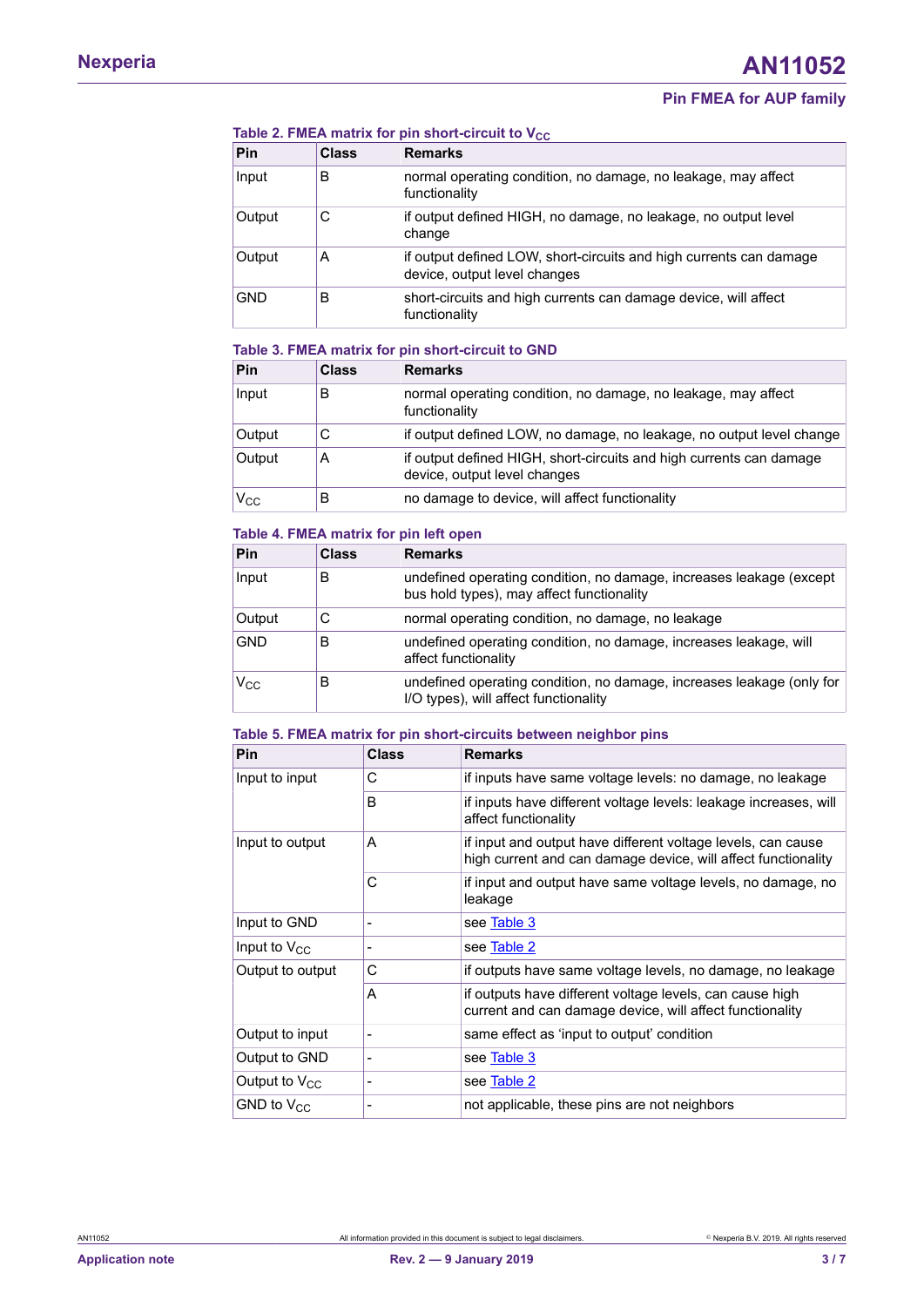**Table 2. FMEA matrix for pin short-circuit to $V_{CC}$**

| Pin | Class | Remarks |
|---|---|---|
| Input | B | normal operating condition, no damage, no leakage, may affect functionality |
| Output | C | if output defined HIGH, no damage, no leakage, no output level change |
| Output | A | if output defined LOW, short-circuits and high currents can damage device, output level changes |
| GND | B | short-circuits and high currents can damage device, will affect functionality |

**Table 3. FMEA matrix for pin short-circuit to GND**

| Pin | Class | Remarks |
|---|---|---|
| Input | B | normal operating condition, no damage, no leakage, may affect functionality |
| Output | C | if output defined LOW, no damage, no leakage, no output level change |
| Output | A | if output defined HIGH, short-circuits and high currents can damage device, output level changes |
| $V_{CC}$ | B | no damage to device, will affect functionality |

**Table 4. FMEA matrix for pin left open**

| Pin | Class | Remarks |
|---|---|---|
| Input | B | undefined operating condition, no damage, increases leakage (except bus hold types), may affect functionality |
| Output | C | normal operating condition, no damage, no leakage |
| GND | B | undefined operating condition, no damage, increases leakage, will affect functionality |
| $V_{CC}$ | B | undefined operating condition, no damage, increases leakage (only for I/O types), will affect functionality |

**Table 5. FMEA matrix for pin short-circuits between neighbor pins**

| Pin | Class | Remarks |
|---|---|---|
| Input to input | C | if inputs have same voltage levels: no damage, no leakage |
| | B | if inputs have different voltage levels: leakage increases, will affect functionality |
| Input to output | A | if input and output have different voltage levels, can cause high current and can damage device, will affect functionality |
| | C | if input and output have same voltage levels, no damage, no leakage |
| Input to GND | - | see Table 3 |
| Input to $V_{CC}$ | - | see Table 2 |
| Output to output | C | if outputs have same voltage levels, no damage, no leakage |
| | A | if outputs have different voltage levels, can cause high current and can damage device, will affect functionality |
| Output to input | - | same effect as 'input to output' condition |
| Output to GND | - | see Table 3 |
| Output to $V_{CC}$ | - | see Table 2 |
| GND to $V_{CC}$ | - | not applicable, these pins are not neighbors |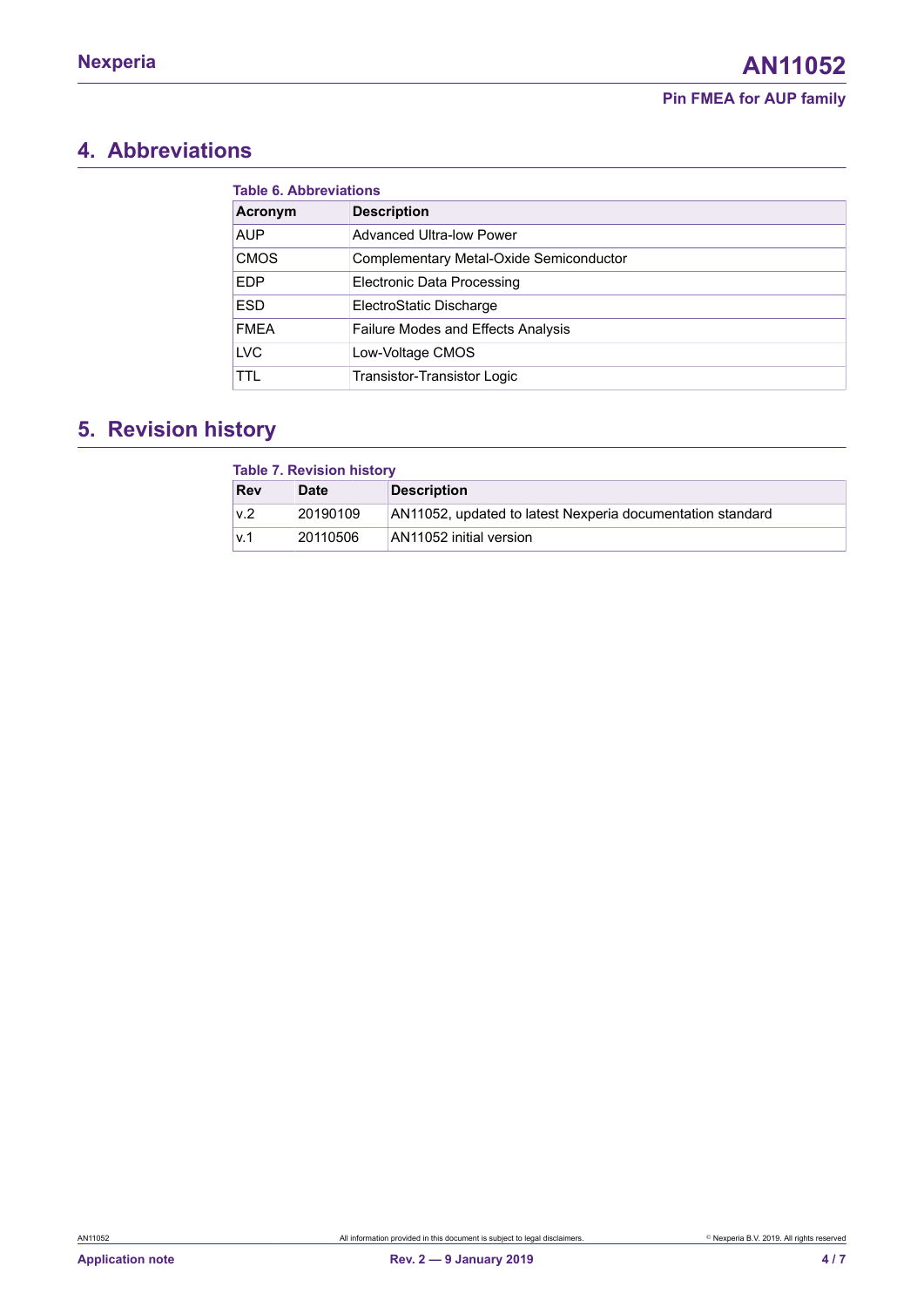## 4. Abbreviations

**Table 6. Abbreviations**

| Acronym | Description |
|---|---|
| AUP | Advanced Ultra-low Power |
| CMOS | Complementary Metal-Oxide Semiconductor |
| EDP | Electronic Data Processing |
| ESD | ElectroStatic Discharge |
| FMEA | Failure Modes and Effects Analysis |
| LVC | Low-Voltage CMOS |
| TTL | Transistor-Transistor Logic |

## 5. Revision history

**Table 7. Revision history**

| Rev | Date | Description |
|---|---|---|
| v.2 | 20190109 | AN11052, updated to latest Nexperia documentation standard |
| v.1 | 20110506 | AN11052 initial version |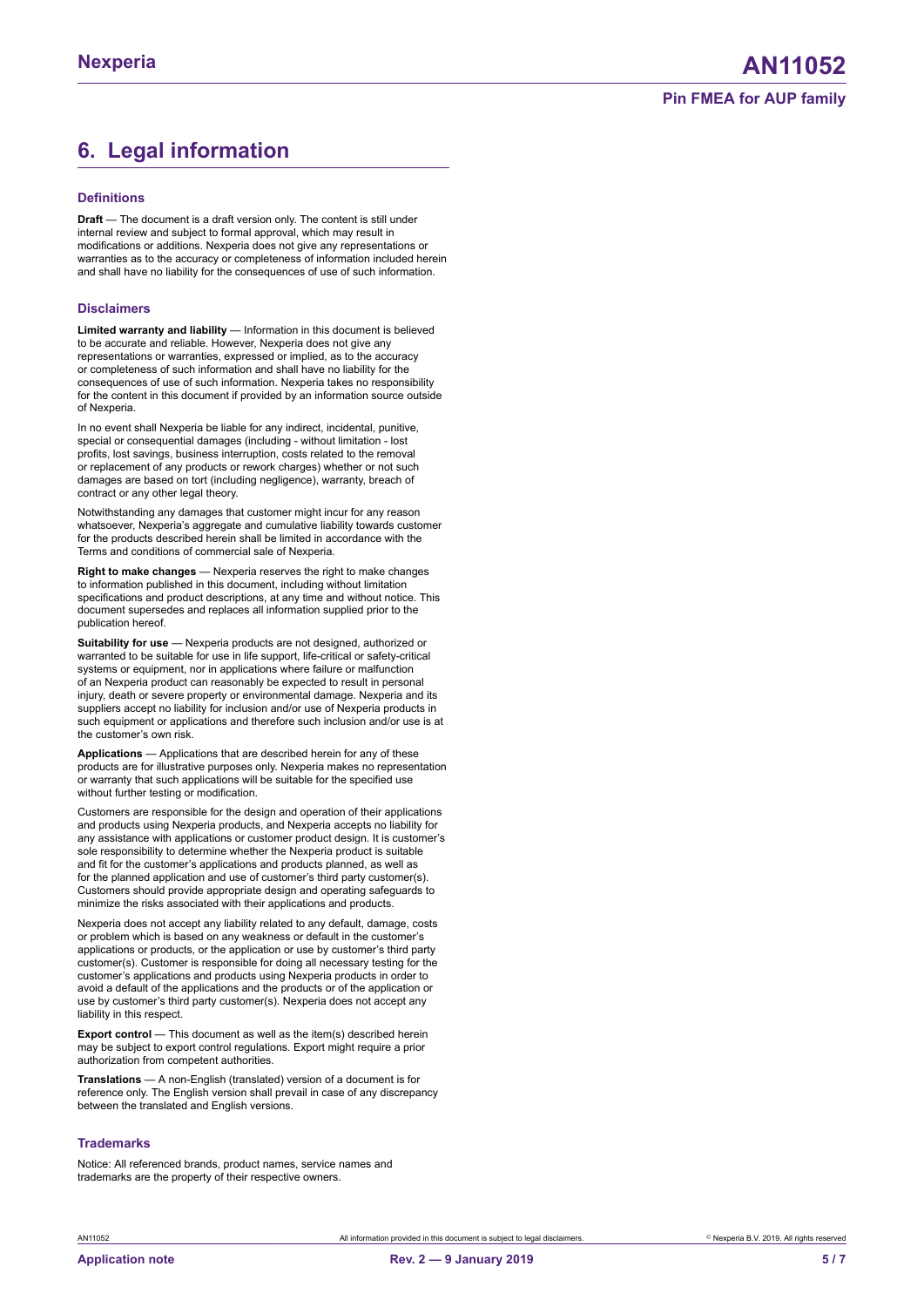## 6. Legal information

### Definitions

**Draft** — The document is a draft version only. The content is still under internal review and subject to formal approval, which may result in modifications or additions. Nexperia does not give any representations or warranties as to the accuracy or completeness of information included herein and shall have no liability for the consequences of use of such information.

### Disclaimers

**Limited warranty and liability** — Information in this document is believed to be accurate and reliable. However, Nexperia does not give any representations or warranties, expressed or implied, as to the accuracy or completeness of such information and shall have no liability for the consequences of use of such information. Nexperia takes no responsibility for the content in this document if provided by an information source outside of Nexperia.

In no event shall Nexperia be liable for any indirect, incidental, punitive, special or consequential damages (including - without limitation - lost profits, lost savings, business interruption, costs related to the removal or replacement of any products or rework charges) whether or not such damages are based on tort (including negligence), warranty, breach of contract or any other legal theory.

Notwithstanding any damages that customer might incur for any reason whatsoever, Nexperia's aggregate and cumulative liability towards customer for the products described herein shall be limited in accordance with the Terms and conditions of commercial sale of Nexperia.

**Right to make changes** — Nexperia reserves the right to make changes to information published in this document, including without limitation specifications and product descriptions, at any time and without notice. This document supersedes and replaces all information supplied prior to the publication hereof.

**Suitability for use** — Nexperia products are not designed, authorized or warranted to be suitable for use in life support, life-critical or safety-critical systems or equipment, nor in applications where failure or malfunction of an Nexperia product can reasonably be expected to result in personal injury, death or severe property or environmental damage. Nexperia and its suppliers accept no liability for inclusion and/or use of Nexperia products in such equipment or applications and therefore such inclusion and/or use is at the customer's own risk.

**Applications** — Applications that are described herein for any of these products are for illustrative purposes only. Nexperia makes no representation or warranty that such applications will be suitable for the specified use without further testing or modification.

Customers are responsible for the design and operation of their applications and products using Nexperia products, and Nexperia accepts no liability for any assistance with applications or customer product design. It is customer's sole responsibility to determine whether the Nexperia product is suitable and fit for the customer's applications and products planned, as well as for the planned application and use of customer's third party customer(s). Customers should provide appropriate design and operating safeguards to minimize the risks associated with their applications and products.

Nexperia does not accept any liability related to any default, damage, costs or problem which is based on any weakness or default in the customer's applications or products, or the application or use by customer's third party customer(s). Customer is responsible for doing all necessary testing for the customer's applications and products using Nexperia products in order to avoid a default of the applications and the products or of the application or use by customer's third party customer(s). Nexperia does not accept any liability in this respect.

**Export control** — This document as well as the item(s) described herein may be subject to export control regulations. Export might require a prior authorization from competent authorities.

**Translations** — A non-English (translated) version of a document is for reference only. The English version shall prevail in case of any discrepancy between the translated and English versions.

### Trademarks

Notice: All referenced brands, product names, service names and trademarks are the property of their respective owners.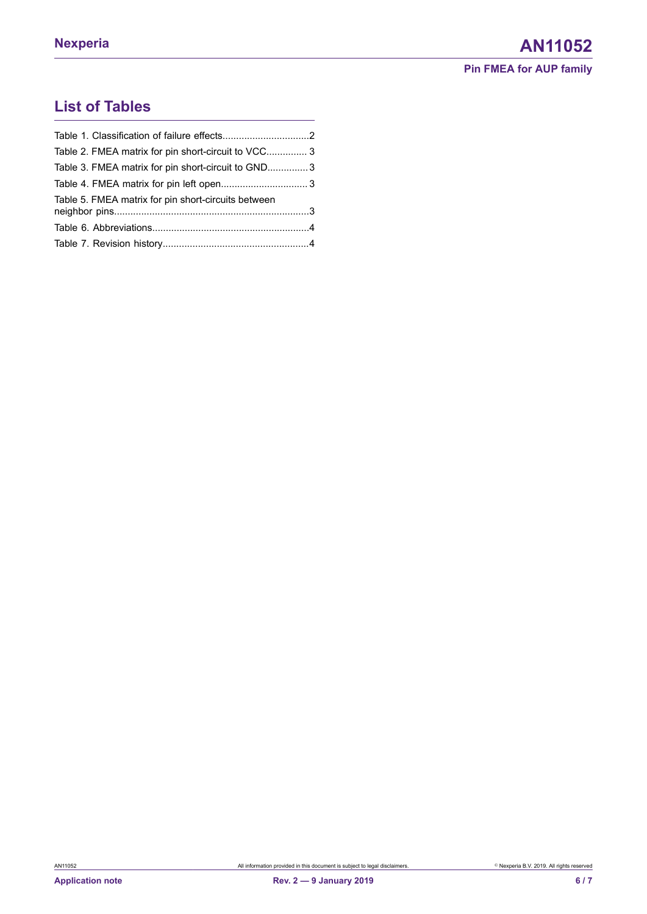## List of Tables

Table 1. Classification of failure effects................................2

Table 2. FMEA matrix for pin short-circuit to VCC............... 3

Table 3. FMEA matrix for pin short-circuit to GND...............3

Table 4. FMEA matrix for pin left open................................ 3

Table 5. FMEA matrix for pin short-circuits between neighbor pins.......................................................................3

Table 6. Abbreviations.........................................................4

Table 7. Revision history.....................................................4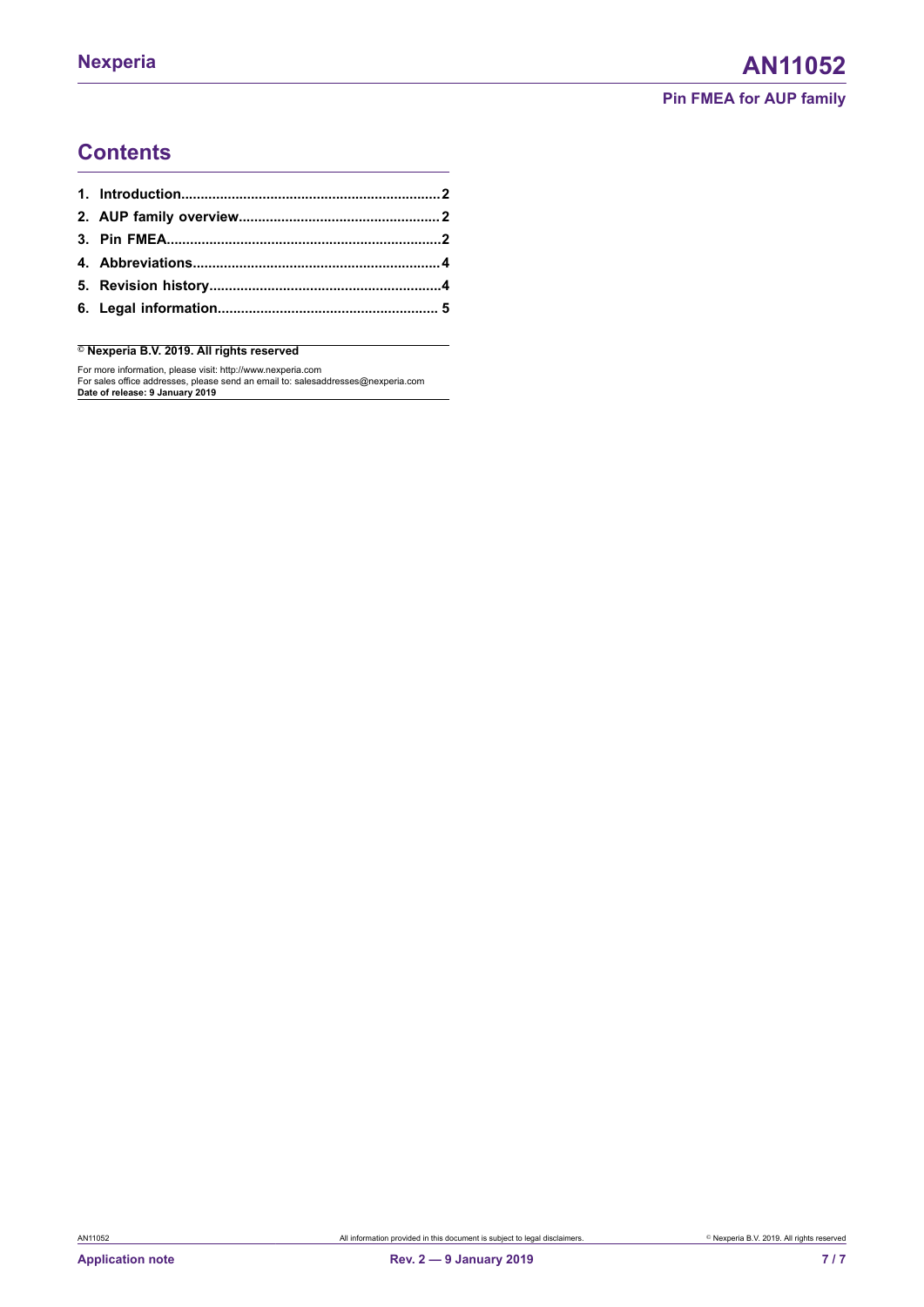# Contents

1. **Introduction....................................................................2**
2. **AUP family overview...................................................2**
3. **Pin FMEA......................................................................2**
4. **Abbreviations...............................................................4**
5. **Revision history...........................................................4**
6. **Legal information........................................................ 5**

© **Nexperia B.V. 2019. All rights reserved**

For more information, please visit: http://www.nexperia.com
For sales office addresses, please send an email to: salesaddresses@nexperia.com
**Date of release: 9 January 2019**